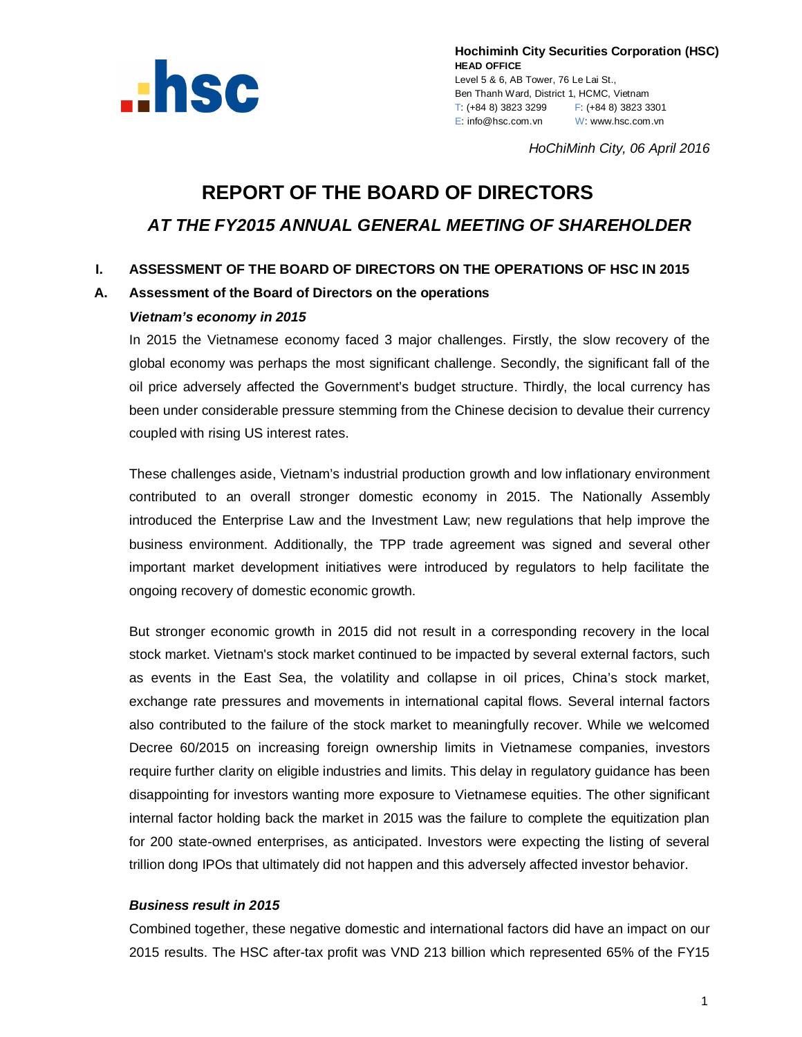**Hochiminh City Securities Corporation (HSC)**
**HEAD OFFICE**
Level 5 & 6, AB Tower, 76 Le Lai St.,
Ben Thanh Ward, District 1, HCMC, Vietnam
T: (+84 8) 3823 3299 F: (+84 8) 3823 3301
E: info@hsc.com.vn W: www.hsc.com.vn

*HoChiMinh City, 06 April 2016*

# REPORT OF THE BOARD OF DIRECTORS

## *AT THE FY2015 ANNUAL GENERAL MEETING OF SHAREHOLDER*

### I. ASSESSMENT OF THE BOARD OF DIRECTORS ON THE OPERATIONS OF HSC IN 2015

### A. Assessment of the Board of Directors on the operations

***Vietnam's economy in 2015***

In 2015 the Vietnamese economy faced 3 major challenges. Firstly, the slow recovery of the global economy was perhaps the most significant challenge. Secondly, the significant fall of the oil price adversely affected the Government's budget structure. Thirdly, the local currency has been under considerable pressure stemming from the Chinese decision to devalue their currency coupled with rising US interest rates.

These challenges aside, Vietnam's industrial production growth and low inflationary environment contributed to an overall stronger domestic economy in 2015. The Nationally Assembly introduced the Enterprise Law and the Investment Law; new regulations that help improve the business environment. Additionally, the TPP trade agreement was signed and several other important market development initiatives were introduced by regulators to help facilitate the ongoing recovery of domestic economic growth.

But stronger economic growth in 2015 did not result in a corresponding recovery in the local stock market. Vietnam's stock market continued to be impacted by several external factors, such as events in the East Sea, the volatility and collapse in oil prices, China's stock market, exchange rate pressures and movements in international capital flows. Several internal factors also contributed to the failure of the stock market to meaningfully recover. While we welcomed Decree 60/2015 on increasing foreign ownership limits in Vietnamese companies, investors require further clarity on eligible industries and limits. This delay in regulatory guidance has been disappointing for investors wanting more exposure to Vietnamese equities. The other significant internal factor holding back the market in 2015 was the failure to complete the equitization plan for 200 state-owned enterprises, as anticipated. Investors were expecting the listing of several trillion dong IPOs that ultimately did not happen and this adversely affected investor behavior.

***Business result in 2015***

Combined together, these negative domestic and international factors did have an impact on our 2015 results. The HSC after-tax profit was VND 213 billion which represented 65% of the FY15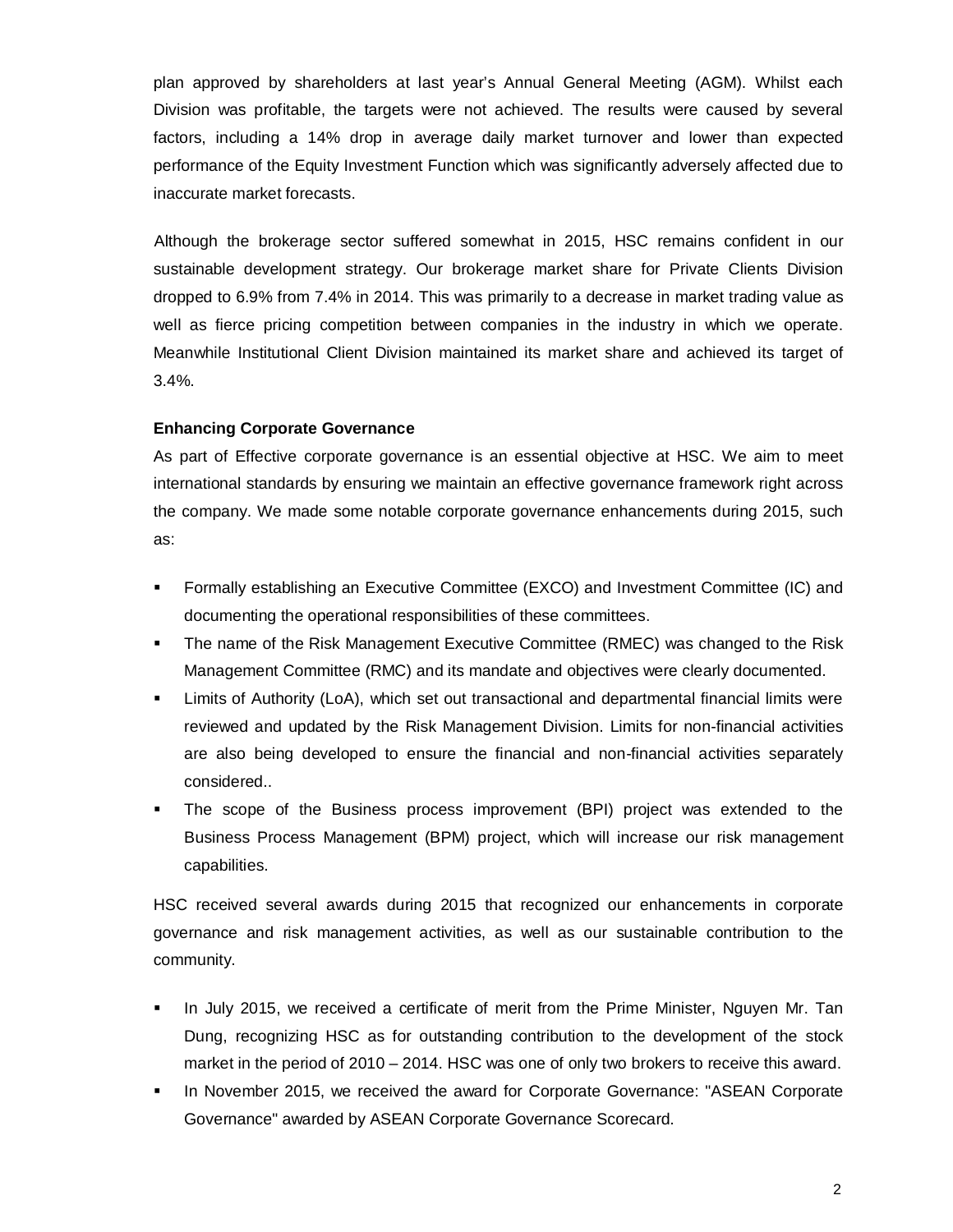plan approved by shareholders at last year's Annual General Meeting (AGM). Whilst each Division was profitable, the targets were not achieved. The results were caused by several factors, including a 14% drop in average daily market turnover and lower than expected performance of the Equity Investment Function which was significantly adversely affected due to inaccurate market forecasts.

Although the brokerage sector suffered somewhat in 2015, HSC remains confident in our sustainable development strategy. Our brokerage market share for Private Clients Division dropped to 6.9% from 7.4% in 2014. This was primarily to a decrease in market trading value as well as fierce pricing competition between companies in the industry in which we operate. Meanwhile Institutional Client Division maintained its market share and achieved its target of 3.4%.

**Enhancing Corporate Governance**

As part of Effective corporate governance is an essential objective at HSC. We aim to meet international standards by ensuring we maintain an effective governance framework right across the company. We made some notable corporate governance enhancements during 2015, such as:

- Formally establishing an Executive Committee (EXCO) and Investment Committee (IC) and documenting the operational responsibilities of these committees.
- The name of the Risk Management Executive Committee (RMEC) was changed to the Risk Management Committee (RMC) and its mandate and objectives were clearly documented.
- Limits of Authority (LoA), which set out transactional and departmental financial limits were reviewed and updated by the Risk Management Division. Limits for non-financial activities are also being developed to ensure the financial and non-financial activities separately considered..
- The scope of the Business process improvement (BPI) project was extended to the Business Process Management (BPM) project, which will increase our risk management capabilities.

HSC received several awards during 2015 that recognized our enhancements in corporate governance and risk management activities, as well as our sustainable contribution to the community.

- In July 2015, we received a certificate of merit from the Prime Minister, Nguyen Mr. Tan Dung, recognizing HSC as for outstanding contribution to the development of the stock market in the period of 2010 – 2014. HSC was one of only two brokers to receive this award.
- In November 2015, we received the award for Corporate Governance: "ASEAN Corporate Governance" awarded by ASEAN Corporate Governance Scorecard.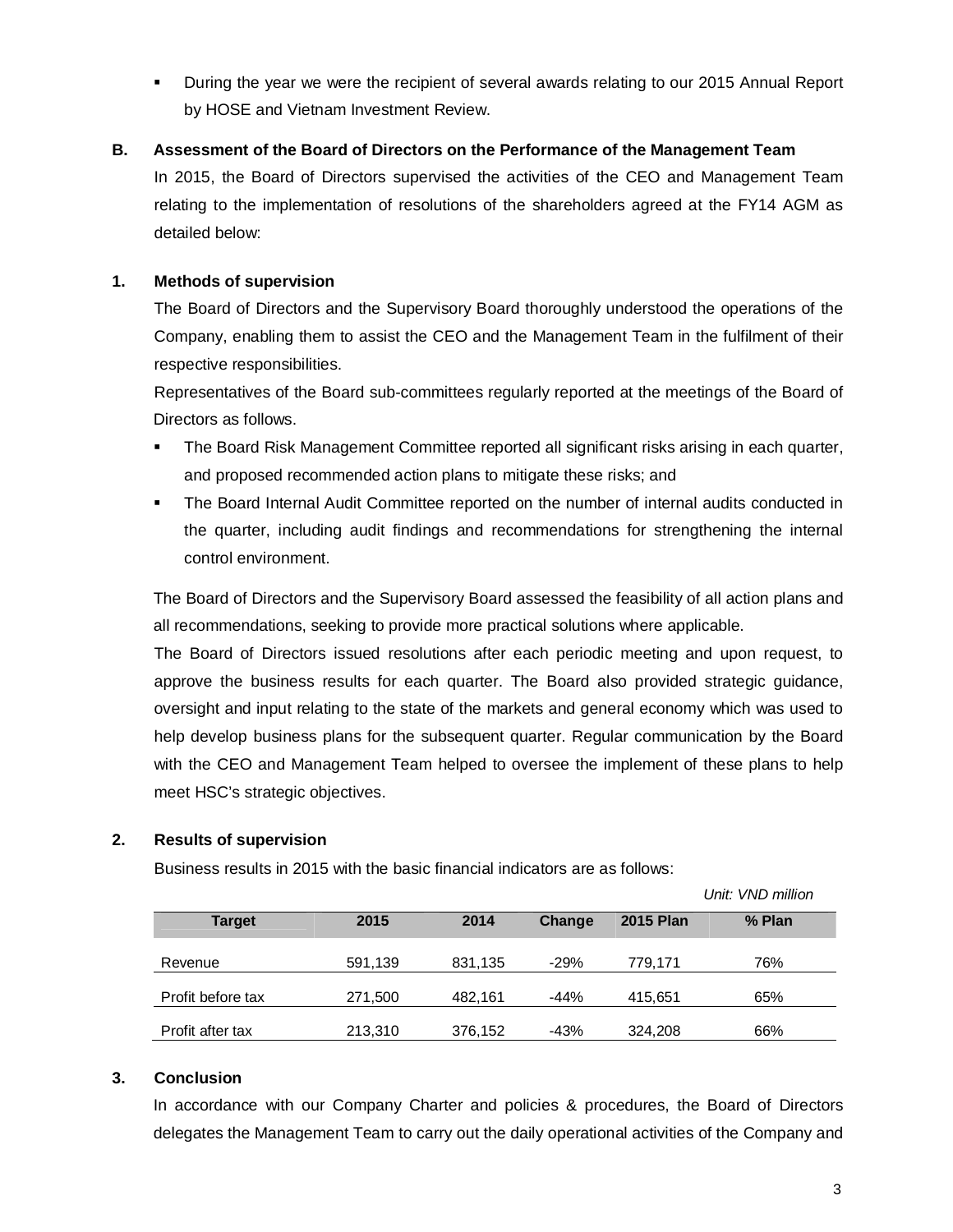- During the year we were the recipient of several awards relating to our 2015 Annual Report by HOSE and Vietnam Investment Review.

## B. Assessment of the Board of Directors on the Performance of the Management Team

In 2015, the Board of Directors supervised the activities of the CEO and Management Team relating to the implementation of resolutions of the shareholders agreed at the FY14 AGM as detailed below:

### 1. Methods of supervision

The Board of Directors and the Supervisory Board thoroughly understood the operations of the Company, enabling them to assist the CEO and the Management Team in the fulfilment of their respective responsibilities.

Representatives of the Board sub-committees regularly reported at the meetings of the Board of Directors as follows.

- The Board Risk Management Committee reported all significant risks arising in each quarter, and proposed recommended action plans to mitigate these risks; and
- The Board Internal Audit Committee reported on the number of internal audits conducted in the quarter, including audit findings and recommendations for strengthening the internal control environment.

The Board of Directors and the Supervisory Board assessed the feasibility of all action plans and all recommendations, seeking to provide more practical solutions where applicable.

The Board of Directors issued resolutions after each periodic meeting and upon request, to approve the business results for each quarter. The Board also provided strategic guidance, oversight and input relating to the state of the markets and general economy which was used to help develop business plans for the subsequent quarter. Regular communication by the Board with the CEO and Management Team helped to oversee the implement of these plans to help meet HSC's strategic objectives.

### 2. Results of supervision

Business results in 2015 with the basic financial indicators are as follows:

*Unit: VND million*

| Target | 2015 | 2014 | Change | 2015 Plan | % Plan |
|---|---|---|---|---|---|
| Revenue | 591,139 | 831,135 | -29% | 779,171 | 76% |
| Profit before tax | 271,500 | 482,161 | -44% | 415,651 | 65% |
| Profit after tax | 213,310 | 376,152 | -43% | 324,208 | 66% |

### 3. Conclusion

In accordance with our Company Charter and policies & procedures, the Board of Directors delegates the Management Team to carry out the daily operational activities of the Company and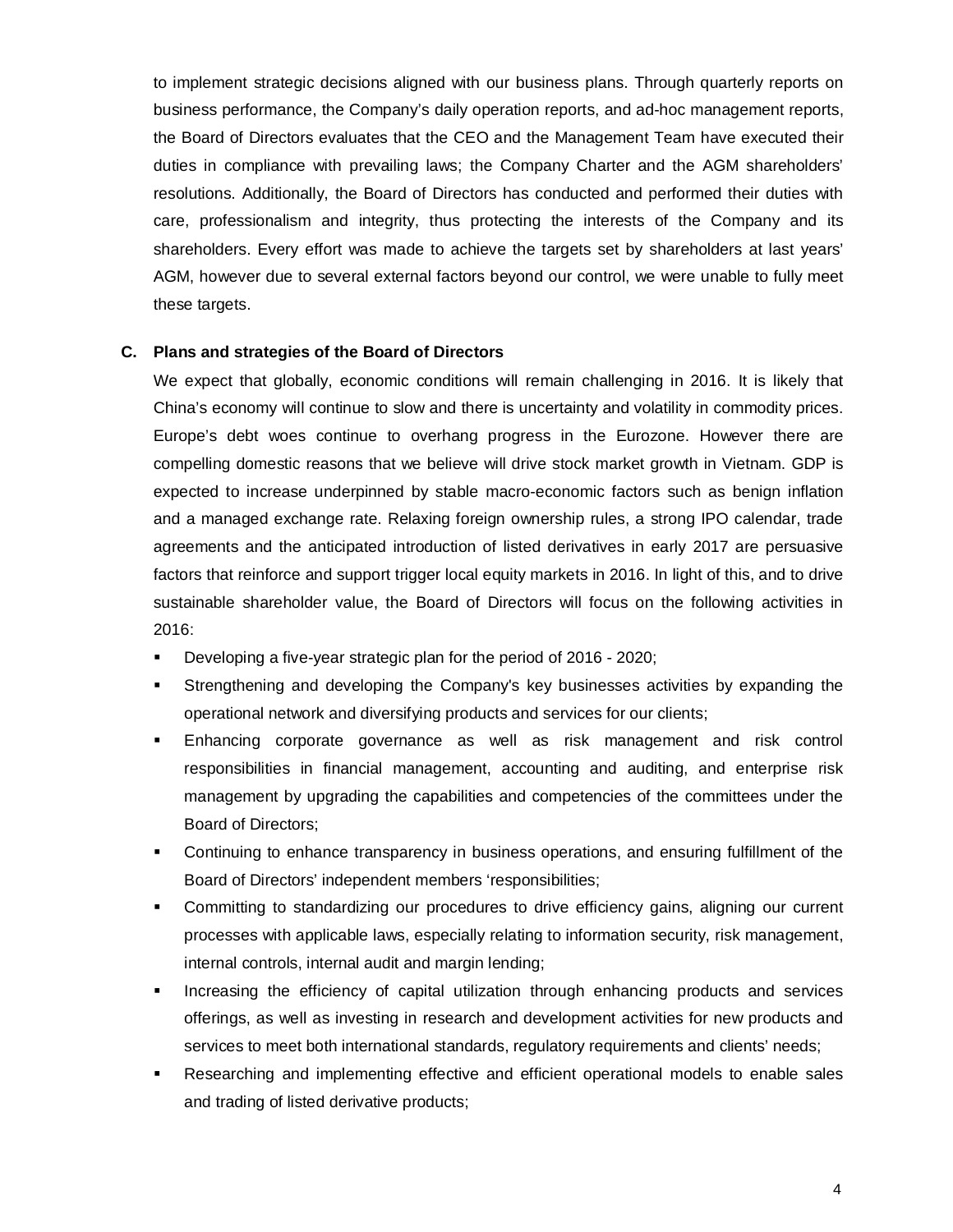to implement strategic decisions aligned with our business plans. Through quarterly reports on business performance, the Company's daily operation reports, and ad-hoc management reports, the Board of Directors evaluates that the CEO and the Management Team have executed their duties in compliance with prevailing laws; the Company Charter and the AGM shareholders' resolutions. Additionally, the Board of Directors has conducted and performed their duties with care, professionalism and integrity, thus protecting the interests of the Company and its shareholders. Every effort was made to achieve the targets set by shareholders at last years' AGM, however due to several external factors beyond our control, we were unable to fully meet these targets.

**C. Plans and strategies of the Board of Directors**

We expect that globally, economic conditions will remain challenging in 2016. It is likely that China's economy will continue to slow and there is uncertainty and volatility in commodity prices. Europe's debt woes continue to overhang progress in the Eurozone. However there are compelling domestic reasons that we believe will drive stock market growth in Vietnam. GDP is expected to increase underpinned by stable macro-economic factors such as benign inflation and a managed exchange rate. Relaxing foreign ownership rules, a strong IPO calendar, trade agreements and the anticipated introduction of listed derivatives in early 2017 are persuasive factors that reinforce and support trigger local equity markets in 2016. In light of this, and to drive sustainable shareholder value, the Board of Directors will focus on the following activities in 2016:

- Developing a five-year strategic plan for the period of 2016 - 2020;
- Strengthening and developing the Company's key businesses activities by expanding the operational network and diversifying products and services for our clients;
- Enhancing corporate governance as well as risk management and risk control responsibilities in financial management, accounting and auditing, and enterprise risk management by upgrading the capabilities and competencies of the committees under the Board of Directors;
- Continuing to enhance transparency in business operations, and ensuring fulfillment of the Board of Directors' independent members 'responsibilities;
- Committing to standardizing our procedures to drive efficiency gains, aligning our current processes with applicable laws, especially relating to information security, risk management, internal controls, internal audit and margin lending;
- Increasing the efficiency of capital utilization through enhancing products and services offerings, as well as investing in research and development activities for new products and services to meet both international standards, regulatory requirements and clients' needs;
- Researching and implementing effective and efficient operational models to enable sales and trading of listed derivative products;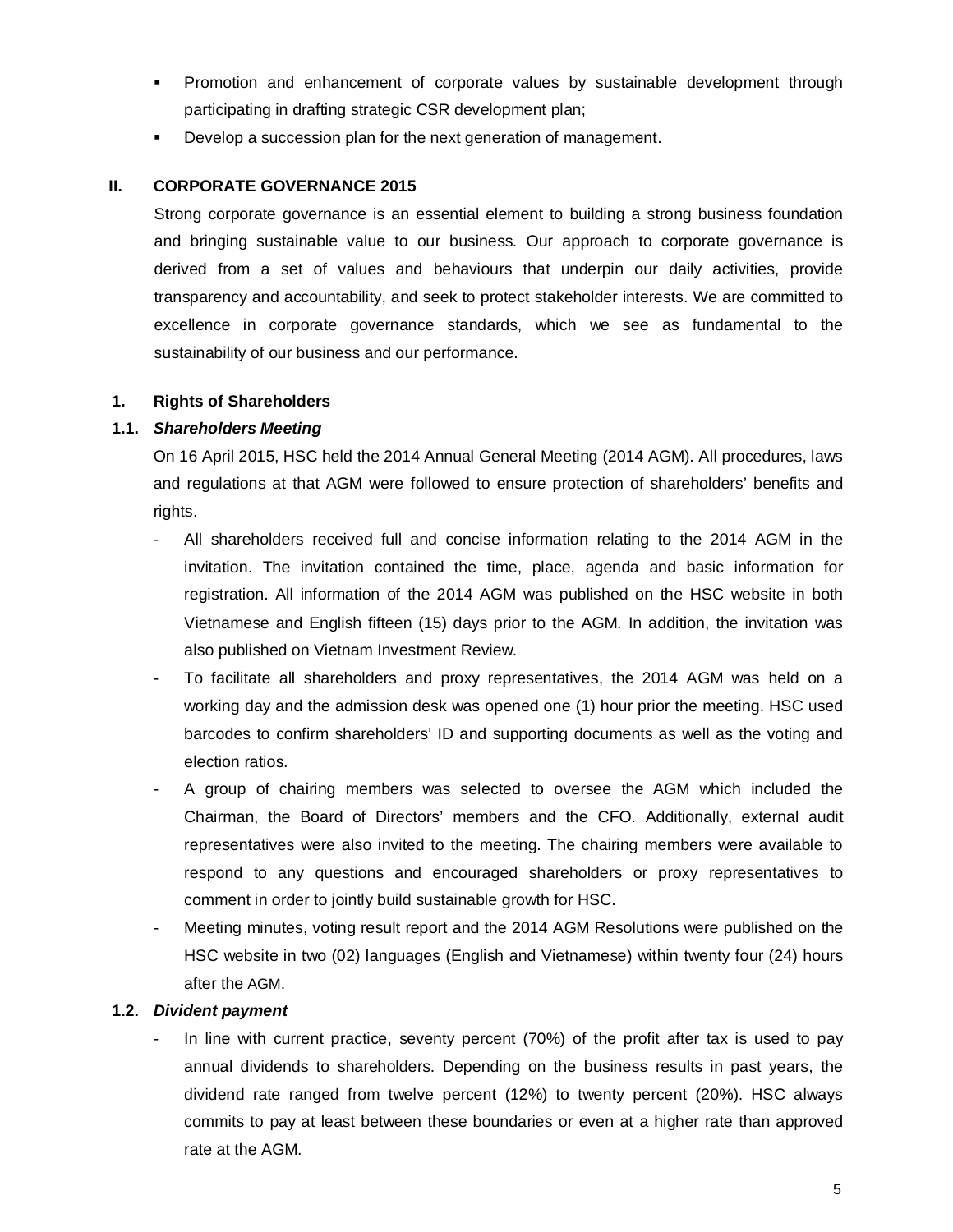- Promotion and enhancement of corporate values by sustainable development through participating in drafting strategic CSR development plan;
- Develop a succession plan for the next generation of management.

## II. CORPORATE GOVERNANCE 2015

Strong corporate governance is an essential element to building a strong business foundation and bringing sustainable value to our business. Our approach to corporate governance is derived from a set of values and behaviours that underpin our daily activities, provide transparency and accountability, and seek to protect stakeholder interests. We are committed to excellence in corporate governance standards, which we see as fundamental to the sustainability of our business and our performance.

### 1. Rights of Shareholders

#### 1.1. *Shareholders Meeting*

On 16 April 2015, HSC held the 2014 Annual General Meeting (2014 AGM). All procedures, laws and regulations at that AGM were followed to ensure protection of shareholders' benefits and rights.

- All shareholders received full and concise information relating to the 2014 AGM in the invitation. The invitation contained the time, place, agenda and basic information for registration. All information of the 2014 AGM was published on the HSC website in both Vietnamese and English fifteen (15) days prior to the AGM. In addition, the invitation was also published on Vietnam Investment Review.
- To facilitate all shareholders and proxy representatives, the 2014 AGM was held on a working day and the admission desk was opened one (1) hour prior the meeting. HSC used barcodes to confirm shareholders' ID and supporting documents as well as the voting and election ratios.
- A group of chairing members was selected to oversee the AGM which included the Chairman, the Board of Directors' members and the CFO. Additionally, external audit representatives were also invited to the meeting. The chairing members were available to respond to any questions and encouraged shareholders or proxy representatives to comment in order to jointly build sustainable growth for HSC.
- Meeting minutes, voting result report and the 2014 AGM Resolutions were published on the HSC website in two (02) languages (English and Vietnamese) within twenty four (24) hours after the AGM.

#### 1.2. *Divident payment*

- In line with current practice, seventy percent (70%) of the profit after tax is used to pay annual dividends to shareholders. Depending on the business results in past years, the dividend rate ranged from twelve percent (12%) to twenty percent (20%). HSC always commits to pay at least between these boundaries or even at a higher rate than approved rate at the AGM.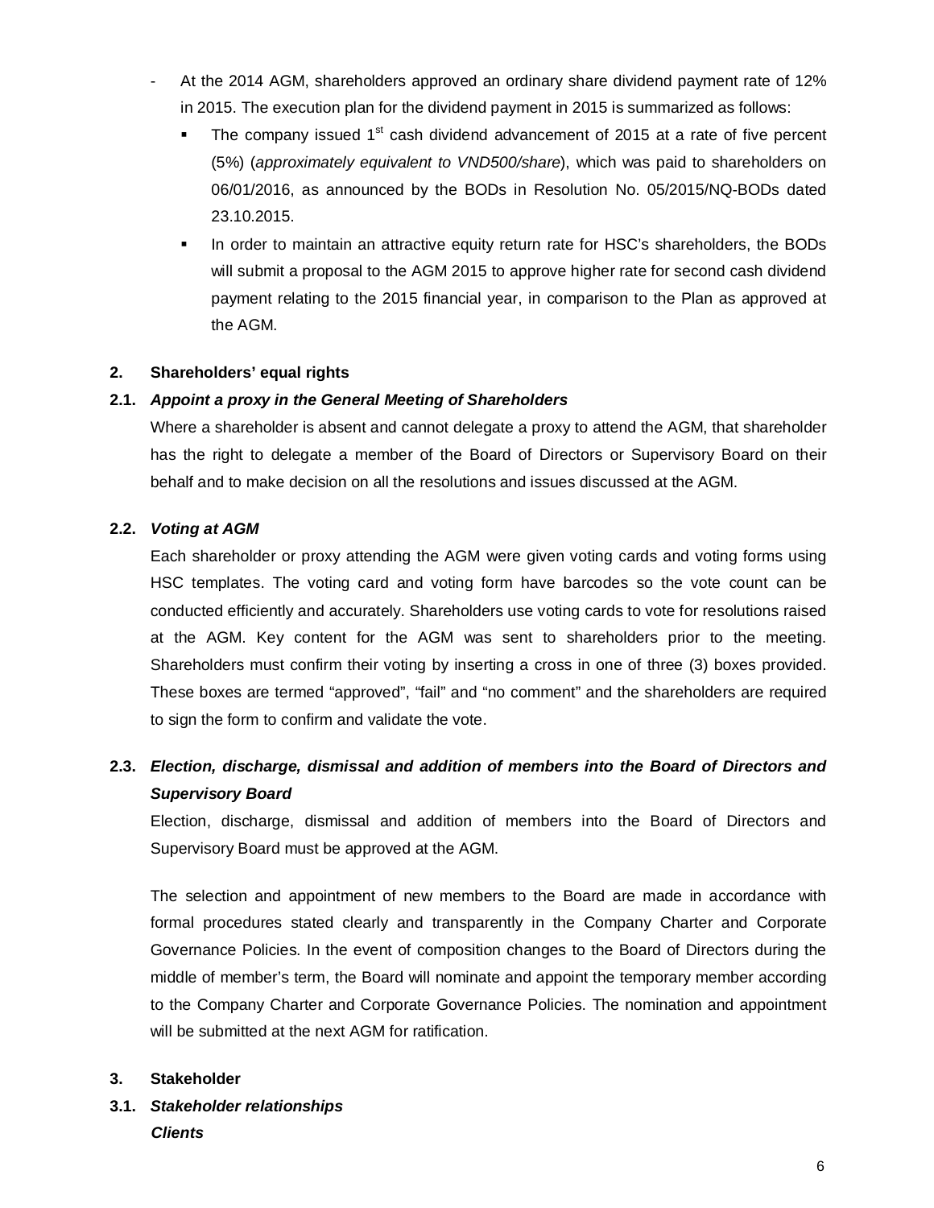- At the 2014 AGM, shareholders approved an ordinary share dividend payment rate of 12% in 2015. The execution plan for the dividend payment in 2015 is summarized as follows:
  - The company issued 1st cash dividend advancement of 2015 at a rate of five percent (5%) (*approximately equivalent to VND500/share*), which was paid to shareholders on 06/01/2016, as announced by the BODs in Resolution No. 05/2015/NQ-BODs dated 23.10.2015.
  - In order to maintain an attractive equity return rate for HSC's shareholders, the BODs will submit a proposal to the AGM 2015 to approve higher rate for second cash dividend payment relating to the 2015 financial year, in comparison to the Plan as approved at the AGM.

## 2. Shareholders' equal rights

### 2.1. *Appoint a proxy in the General Meeting of Shareholders*

Where a shareholder is absent and cannot delegate a proxy to attend the AGM, that shareholder has the right to delegate a member of the Board of Directors or Supervisory Board on their behalf and to make decision on all the resolutions and issues discussed at the AGM.

### 2.2. *Voting at AGM*

Each shareholder or proxy attending the AGM were given voting cards and voting forms using HSC templates. The voting card and voting form have barcodes so the vote count can be conducted efficiently and accurately. Shareholders use voting cards to vote for resolutions raised at the AGM. Key content for the AGM was sent to shareholders prior to the meeting. Shareholders must confirm their voting by inserting a cross in one of three (3) boxes provided. These boxes are termed "approved", "fail" and "no comment" and the shareholders are required to sign the form to confirm and validate the vote.

### 2.3. *Election, discharge, dismissal and addition of members into the Board of Directors and Supervisory Board*

Election, discharge, dismissal and addition of members into the Board of Directors and Supervisory Board must be approved at the AGM.

The selection and appointment of new members to the Board are made in accordance with formal procedures stated clearly and transparently in the Company Charter and Corporate Governance Policies. In the event of composition changes to the Board of Directors during the middle of member's term, the Board will nominate and appoint the temporary member according to the Company Charter and Corporate Governance Policies. The nomination and appointment will be submitted at the next AGM for ratification.

## 3. Stakeholder

### 3.1. *Stakeholder relationships*

***Clients***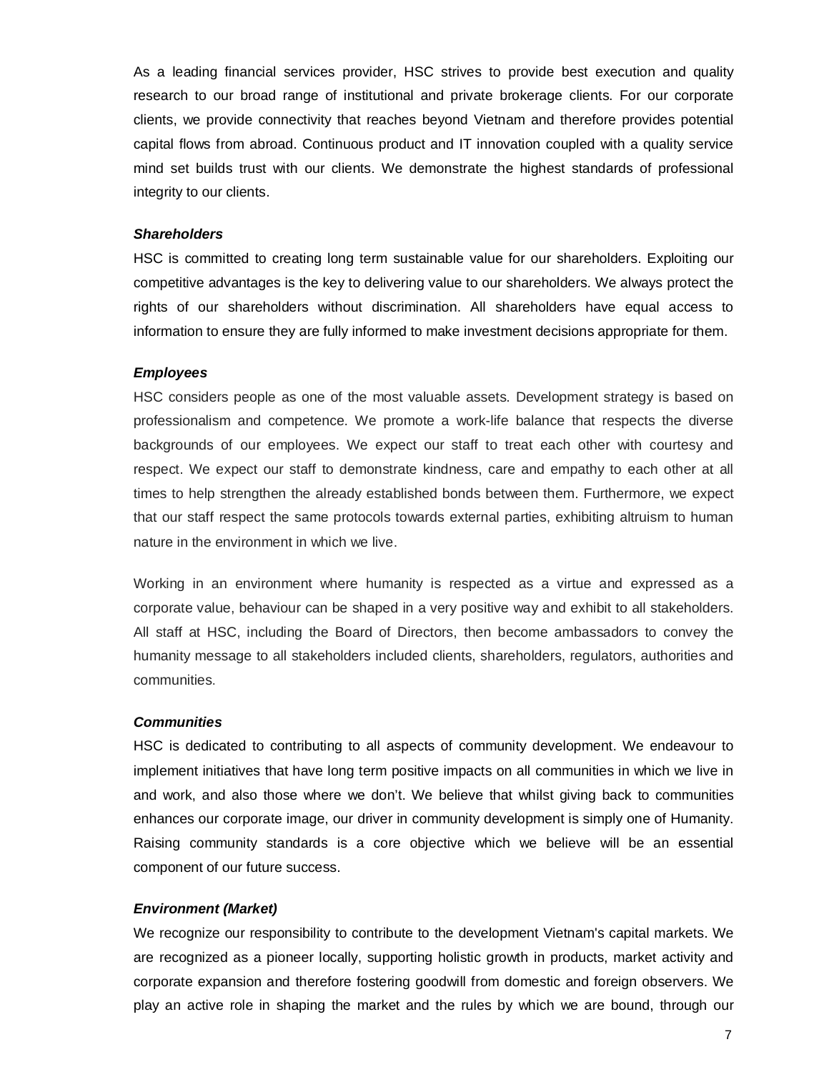As a leading financial services provider, HSC strives to provide best execution and quality research to our broad range of institutional and private brokerage clients. For our corporate clients, we provide connectivity that reaches beyond Vietnam and therefore provides potential capital flows from abroad. Continuous product and IT innovation coupled with a quality service mind set builds trust with our clients. We demonstrate the highest standards of professional integrity to our clients.

***Shareholders***

HSC is committed to creating long term sustainable value for our shareholders. Exploiting our competitive advantages is the key to delivering value to our shareholders. We always protect the rights of our shareholders without discrimination. All shareholders have equal access to information to ensure they are fully informed to make investment decisions appropriate for them.

***Employees***

HSC considers people as one of the most valuable assets. Development strategy is based on professionalism and competence. We promote a work-life balance that respects the diverse backgrounds of our employees. We expect our staff to treat each other with courtesy and respect. We expect our staff to demonstrate kindness, care and empathy to each other at all times to help strengthen the already established bonds between them. Furthermore, we expect that our staff respect the same protocols towards external parties, exhibiting altruism to human nature in the environment in which we live.

Working in an environment where humanity is respected as a virtue and expressed as a corporate value, behaviour can be shaped in a very positive way and exhibit to all stakeholders. All staff at HSC, including the Board of Directors, then become ambassadors to convey the humanity message to all stakeholders included clients, shareholders, regulators, authorities and communities.

***Communities***

HSC is dedicated to contributing to all aspects of community development. We endeavour to implement initiatives that have long term positive impacts on all communities in which we live in and work, and also those where we don't. We believe that whilst giving back to communities enhances our corporate image, our driver in community development is simply one of Humanity. Raising community standards is a core objective which we believe will be an essential component of our future success.

***Environment (Market)***

We recognize our responsibility to contribute to the development Vietnam's capital markets. We are recognized as a pioneer locally, supporting holistic growth in products, market activity and corporate expansion and therefore fostering goodwill from domestic and foreign observers. We play an active role in shaping the market and the rules by which we are bound, through our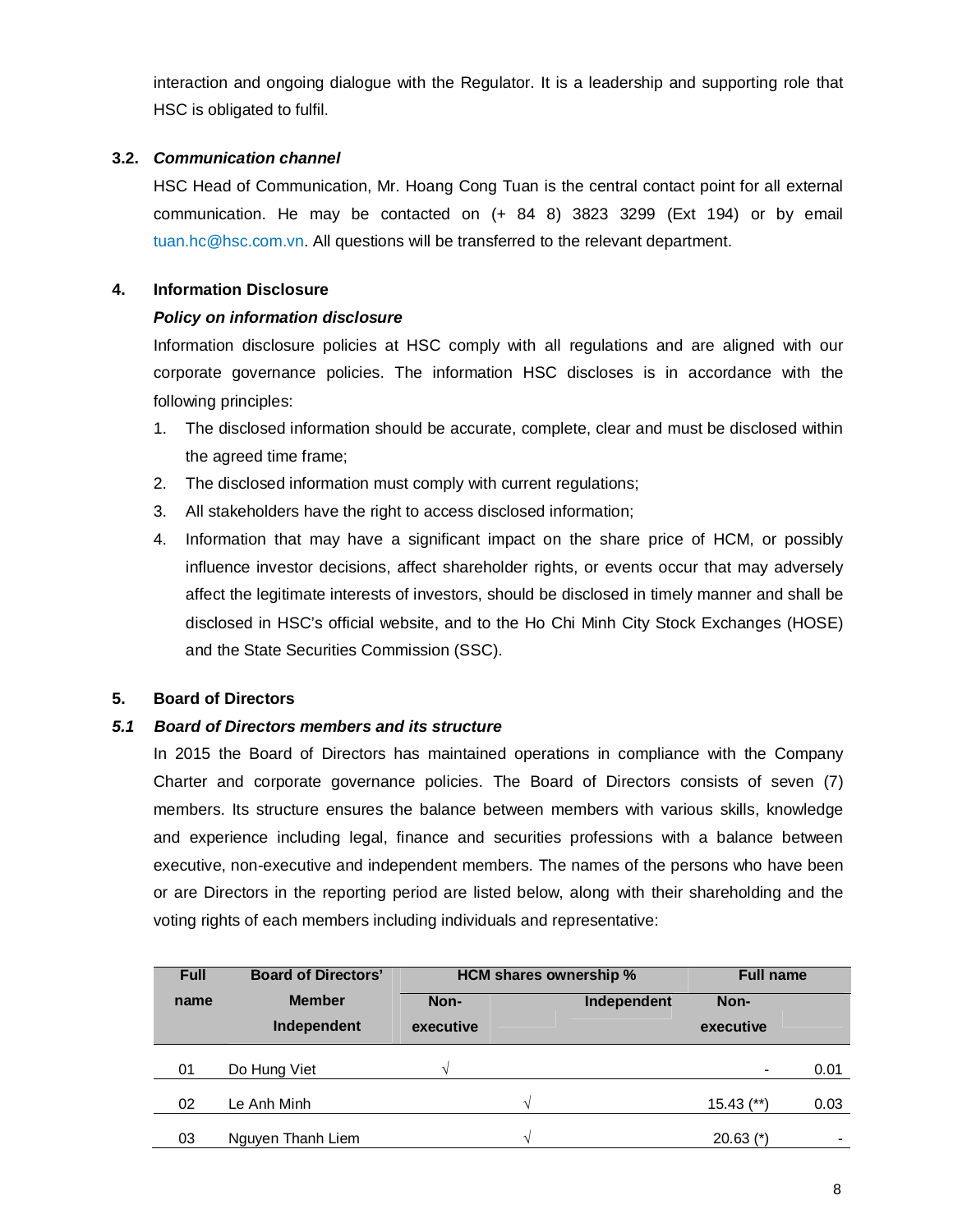interaction and ongoing dialogue with the Regulator. It is a leadership and supporting role that HSC is obligated to fulfil.

**3.2. *Communication channel***

HSC Head of Communication, Mr. Hoang Cong Tuan is the central contact point for all external communication. He may be contacted on (+ 84 8) 3823 3299 (Ext 194) or by email tuan.hc@hsc.com.vn. All questions will be transferred to the relevant department.

## 4. Information Disclosure

***Policy on information disclosure***

Information disclosure policies at HSC comply with all regulations and are aligned with our corporate governance policies. The information HSC discloses is in accordance with the following principles:

1. The disclosed information should be accurate, complete, clear and must be disclosed within the agreed time frame;
2. The disclosed information must comply with current regulations;
3. All stakeholders have the right to access disclosed information;
4. Information that may have a significant impact on the share price of HCM, or possibly influence investor decisions, affect shareholder rights, or events occur that may adversely affect the legitimate interests of investors, should be disclosed in timely manner and shall be disclosed in HSC's official website, and to the Ho Chi Minh City Stock Exchanges (HOSE) and the State Securities Commission (SSC).

## 5. Board of Directors

***5.1 Board of Directors members and its structure***

In 2015 the Board of Directors has maintained operations in compliance with the Company Charter and corporate governance policies. The Board of Directors consists of seven (7) members. Its structure ensures the balance between members with various skills, knowledge and experience including legal, finance and securities professions with a balance between executive, non-executive and independent members. The names of the persons who have been or are Directors in the reporting period are listed below, along with their shareholding and the voting rights of each members including individuals and representative:

| Full name | Board of Directors' Member Independent | HCM shares ownership % | | Full name | |
|---|---|---|---|---|---|
| | | Non-executive | Independent | Non-executive | |
| 01 | Do Hung Viet | √ | | - | 0.01 |
| 02 | Le Anh Minh | | √ | 15.43 (**) | 0.03 |
| 03 | Nguyen Thanh Liem | | √ | 20.63 (*) | - |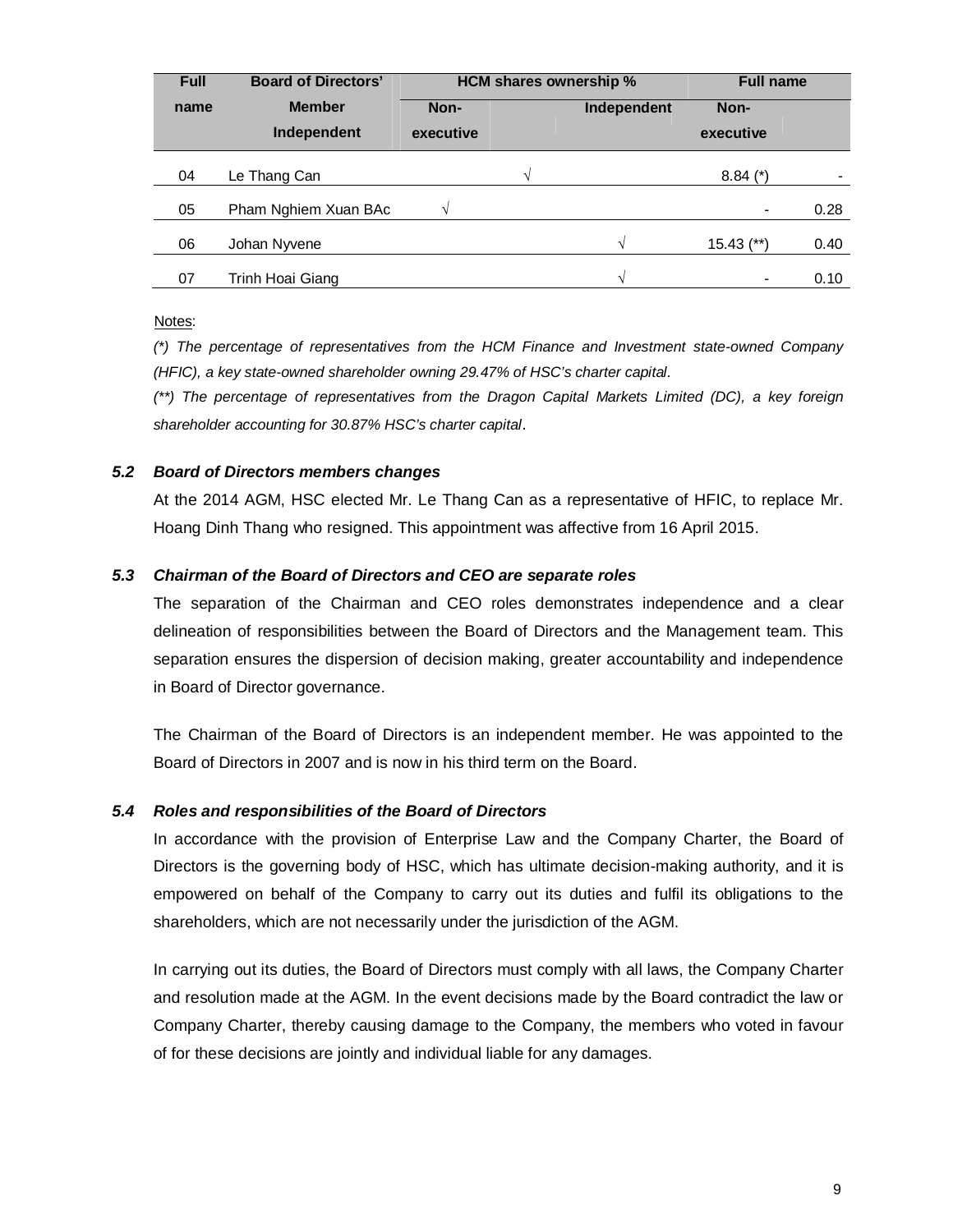| Full name | Board of Directors' Member Independent | HCM shares ownership % | | | Full name | |
|---|---|---|---|---|---|---|
| | | Non-executive | | Independent | Non-executive | |
| 04 | Le Thang Can | | √ | | 8.84 (*) | - |
| 05 | Pham Nghiem Xuan BAc | √ | | | - | 0.28 |
| 06 | Johan Nyvene | | | √ | 15.43 (**) | 0.40 |
| 07 | Trinh Hoai Giang | | | √ | - | 0.10 |

Notes:

*(\*) The percentage of representatives from the HCM Finance and Investment state-owned Company (HFIC), a key state-owned shareholder owning 29.47% of HSC's charter capital.*

*(\*\*) The percentage of representatives from the Dragon Capital Markets Limited (DC), a key foreign shareholder accounting for 30.87% HSC's charter capital.*

### 5.2 Board of Directors members changes

At the 2014 AGM, HSC elected Mr. Le Thang Can as a representative of HFIC, to replace Mr. Hoang Dinh Thang who resigned. This appointment was affective from 16 April 2015.

### 5.3 Chairman of the Board of Directors and CEO are separate roles

The separation of the Chairman and CEO roles demonstrates independence and a clear delineation of responsibilities between the Board of Directors and the Management team. This separation ensures the dispersion of decision making, greater accountability and independence in Board of Director governance.

The Chairman of the Board of Directors is an independent member. He was appointed to the Board of Directors in 2007 and is now in his third term on the Board.

### 5.4 Roles and responsibilities of the Board of Directors

In accordance with the provision of Enterprise Law and the Company Charter, the Board of Directors is the governing body of HSC, which has ultimate decision-making authority, and it is empowered on behalf of the Company to carry out its duties and fulfil its obligations to the shareholders, which are not necessarily under the jurisdiction of the AGM.

In carrying out its duties, the Board of Directors must comply with all laws, the Company Charter and resolution made at the AGM. In the event decisions made by the Board contradict the law or Company Charter, thereby causing damage to the Company, the members who voted in favour of for these decisions are jointly and individual liable for any damages.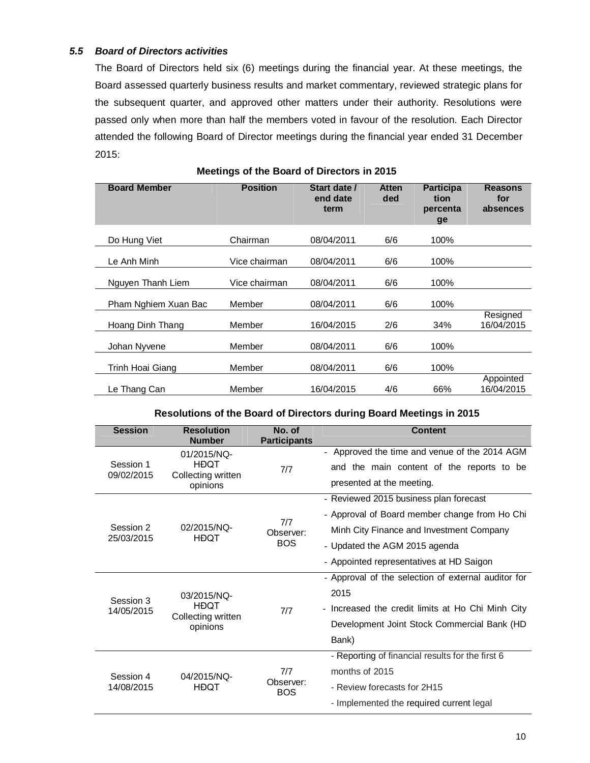### *5.5 Board of Directors activities*

The Board of Directors held six (6) meetings during the financial year. At these meetings, the Board assessed quarterly business results and market commentary, reviewed strategic plans for the subsequent quarter, and approved other matters under their authority. Resolutions were passed only when more than half the members voted in favour of the resolution. Each Director attended the following Board of Director meetings during the financial year ended 31 December 2015:

**Meetings of the Board of Directors in 2015**

| Board Member | Position | Start date / end date term | Attended | Participation percentage | Reasons for absences |
|---|---|---|---|---|---|
| Do Hung Viet | Chairman | 08/04/2011 | 6/6 | 100% | |
| Le Anh Minh | Vice chairman | 08/04/2011 | 6/6 | 100% | |
| Nguyen Thanh Liem | Vice chairman | 08/04/2011 | 6/6 | 100% | |
| Pham Nghiem Xuan Bac | Member | 08/04/2011 | 6/6 | 100% | |
| Hoang Dinh Thang | Member | 16/04/2015 | 2/6 | 34% | Resigned 16/04/2015 |
| Johan Nyvene | Member | 08/04/2011 | 6/6 | 100% | |
| Trinh Hoai Giang | Member | 08/04/2011 | 6/6 | 100% | |
| Le Thang Can | Member | 16/04/2015 | 4/6 | 66% | Appointed 16/04/2015 |

**Resolutions of the Board of Directors during Board Meetings in 2015**

| Session | Resolution Number | No. of Participants | Content |
|---|---|---|---|
| Session 1 09/02/2015 | 01/2015/NQ-HĐQT Collecting written opinions | 7/7 | - Approved the time and venue of the 2014 AGM and the main content of the reports to be presented at the meeting. |
| Session 2 25/03/2015 | 02/2015/NQ-HĐQT | 7/7 Observer: BOS | - Reviewed 2015 business plan forecast<br>- Approval of Board member change from Ho Chi Minh City Finance and Investment Company<br>- Updated the AGM 2015 agenda<br>- Appointed representatives at HD Saigon |
| Session 3 14/05/2015 | 03/2015/NQ-HĐQT Collecting written opinions | 7/7 | - Approval of the selection of external auditor for 2015<br>- Increased the credit limits at Ho Chi Minh City Development Joint Stock Commercial Bank (HD Bank) |
| Session 4 14/08/2015 | 04/2015/NQ-HĐQT | 7/7 Observer: BOS | - Reporting of financial results for the first 6 months of 2015<br>- Review forecasts for 2H15<br>- Implemented the required current legal |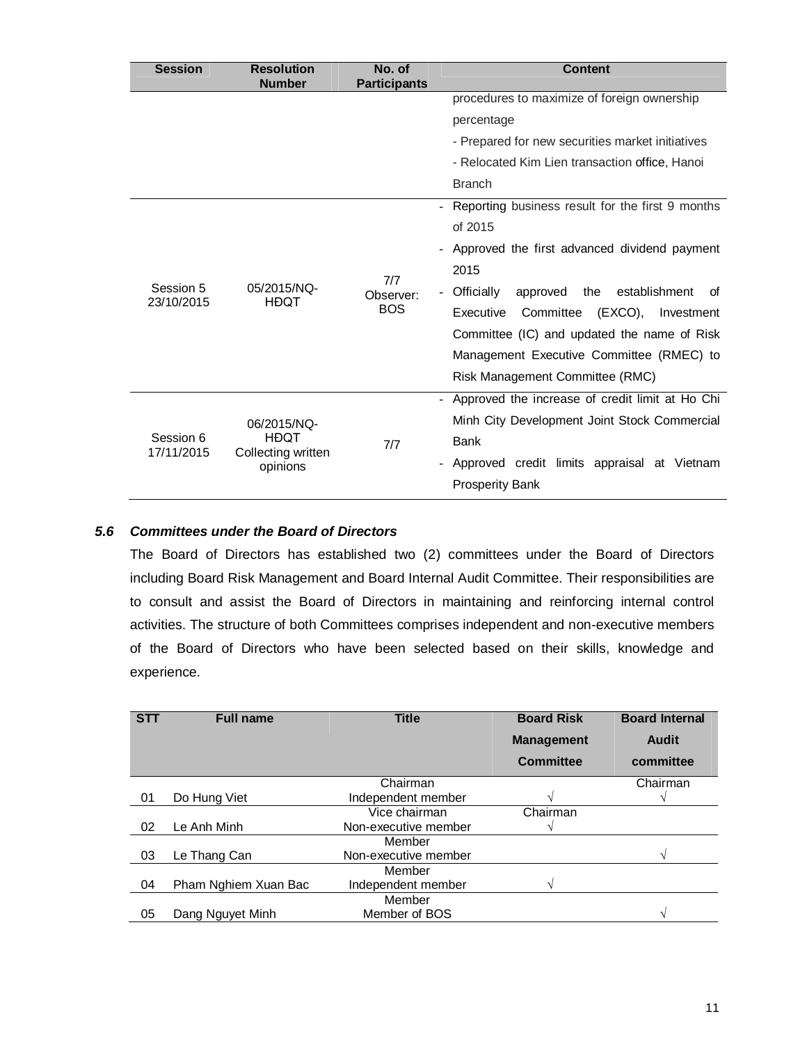| Session | Resolution Number | No. of Participants | Content |
|---|---|---|---|
| | | | procedures to maximize of foreign ownership percentage<br>- Prepared for new securities market initiatives<br>- Relocated Kim Lien transaction office, Hanoi Branch |
| Session 5<br>23/10/2015 | 05/2015/NQ-HĐQT | 7/7<br>Observer: BOS | - Reporting business result for the first 9 months of 2015<br>- Approved the first advanced dividend payment 2015<br>- Officially approved the establishment of Executive Committee (EXCO), Investment Committee (IC) and updated the name of Risk Management Executive Committee (RMEC) to Risk Management Committee (RMC) |
| Session 6<br>17/11/2015 | 06/2015/NQ-HĐQT<br>Collecting written opinions | 7/7 | - Approved the increase of credit limit at Ho Chi Minh City Development Joint Stock Commercial Bank<br>- Approved credit limits appraisal at Vietnam Prosperity Bank |

### *5.6 Committees under the Board of Directors*

The Board of Directors has established two (2) committees under the Board of Directors including Board Risk Management and Board Internal Audit Committee. Their responsibilities are to consult and assist the Board of Directors in maintaining and reinforcing internal control activities. The structure of both Committees comprises independent and non-executive members of the Board of Directors who have been selected based on their skills, knowledge and experience.

| STT | Full name | Title | Board Risk Management Committee | Board Internal Audit committee |
|---|---|---|---|---|
| 01 | Do Hung Viet | Chairman<br>Independent member | √ | Chairman<br>√ |
| 02 | Le Anh Minh | Vice chairman<br>Non-executive member | Chairman<br>√ | |
| 03 | Le Thang Can | Member<br>Non-executive member | | √ |
| 04 | Pham Nghiem Xuan Bac | Member<br>Independent member | √ | |
| 05 | Dang Nguyet Minh | Member<br>Member of BOS | | √ |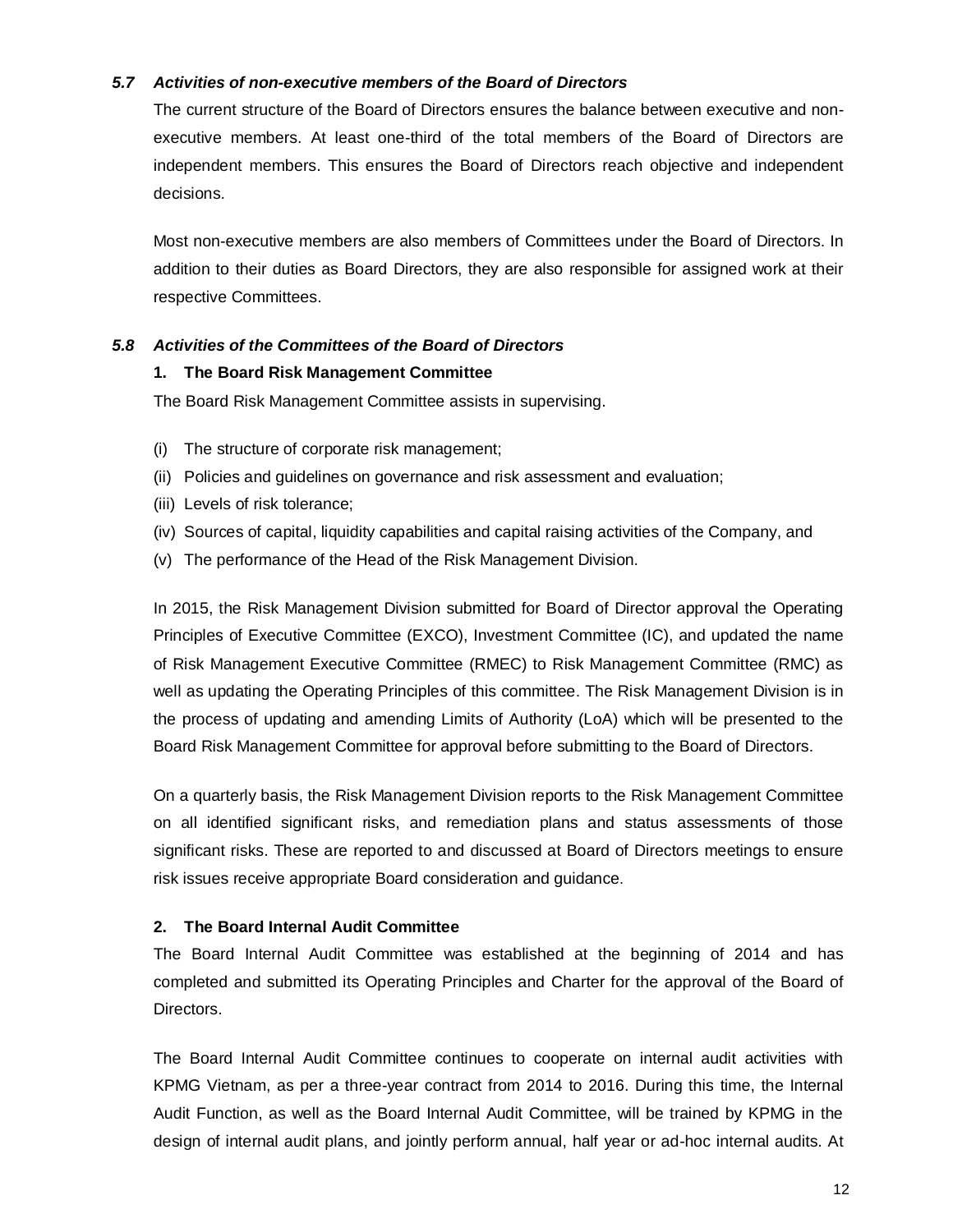### *5.7 Activities of non-executive members of the Board of Directors*

The current structure of the Board of Directors ensures the balance between executive and non-executive members. At least one-third of the total members of the Board of Directors are independent members. This ensures the Board of Directors reach objective and independent decisions.

Most non-executive members are also members of Committees under the Board of Directors. In addition to their duties as Board Directors, they are also responsible for assigned work at their respective Committees.

### *5.8 Activities of the Committees of the Board of Directors*

**1. The Board Risk Management Committee**

The Board Risk Management Committee assists in supervising.

(i) The structure of corporate risk management;
(ii) Policies and guidelines on governance and risk assessment and evaluation;
(iii) Levels of risk tolerance;
(iv) Sources of capital, liquidity capabilities and capital raising activities of the Company, and
(v) The performance of the Head of the Risk Management Division.

In 2015, the Risk Management Division submitted for Board of Director approval the Operating Principles of Executive Committee (EXCO), Investment Committee (IC), and updated the name of Risk Management Executive Committee (RMEC) to Risk Management Committee (RMC) as well as updating the Operating Principles of this committee. The Risk Management Division is in the process of updating and amending Limits of Authority (LoA) which will be presented to the Board Risk Management Committee for approval before submitting to the Board of Directors.

On a quarterly basis, the Risk Management Division reports to the Risk Management Committee on all identified significant risks, and remediation plans and status assessments of those significant risks. These are reported to and discussed at Board of Directors meetings to ensure risk issues receive appropriate Board consideration and guidance.

**2. The Board Internal Audit Committee**

The Board Internal Audit Committee was established at the beginning of 2014 and has completed and submitted its Operating Principles and Charter for the approval of the Board of Directors.

The Board Internal Audit Committee continues to cooperate on internal audit activities with KPMG Vietnam, as per a three-year contract from 2014 to 2016. During this time, the Internal Audit Function, as well as the Board Internal Audit Committee, will be trained by KPMG in the design of internal audit plans, and jointly perform annual, half year or ad-hoc internal audits. At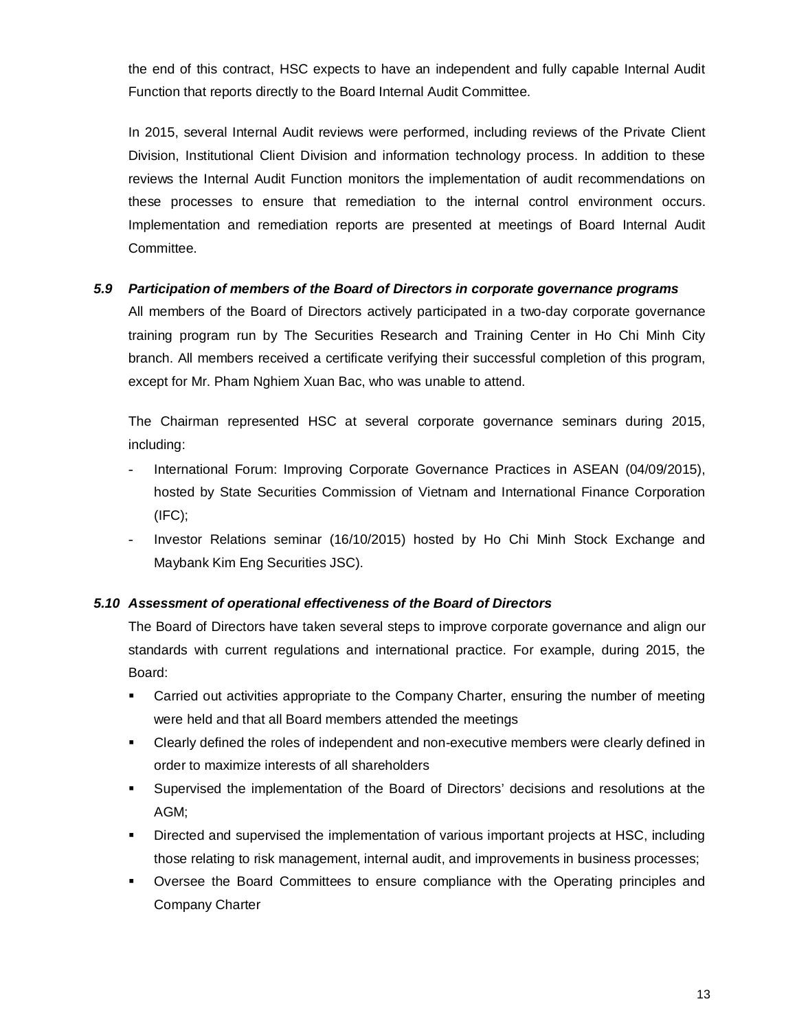the end of this contract, HSC expects to have an independent and fully capable Internal Audit Function that reports directly to the Board Internal Audit Committee.

In 2015, several Internal Audit reviews were performed, including reviews of the Private Client Division, Institutional Client Division and information technology process. In addition to these reviews the Internal Audit Function monitors the implementation of audit recommendations on these processes to ensure that remediation to the internal control environment occurs. Implementation and remediation reports are presented at meetings of Board Internal Audit Committee.

### *5.9 Participation of members of the Board of Directors in corporate governance programs*

All members of the Board of Directors actively participated in a two-day corporate governance training program run by The Securities Research and Training Center in Ho Chi Minh City branch. All members received a certificate verifying their successful completion of this program, except for Mr. Pham Nghiem Xuan Bac, who was unable to attend.

The Chairman represented HSC at several corporate governance seminars during 2015, including:

- International Forum: Improving Corporate Governance Practices in ASEAN (04/09/2015), hosted by State Securities Commission of Vietnam and International Finance Corporation (IFC);
- Investor Relations seminar (16/10/2015) hosted by Ho Chi Minh Stock Exchange and Maybank Kim Eng Securities JSC).

### *5.10 Assessment of operational effectiveness of the Board of Directors*

The Board of Directors have taken several steps to improve corporate governance and align our standards with current regulations and international practice. For example, during 2015, the Board:

- Carried out activities appropriate to the Company Charter, ensuring the number of meeting were held and that all Board members attended the meetings
- Clearly defined the roles of independent and non-executive members were clearly defined in order to maximize interests of all shareholders
- Supervised the implementation of the Board of Directors' decisions and resolutions at the AGM;
- Directed and supervised the implementation of various important projects at HSC, including those relating to risk management, internal audit, and improvements in business processes;
- Oversee the Board Committees to ensure compliance with the Operating principles and Company Charter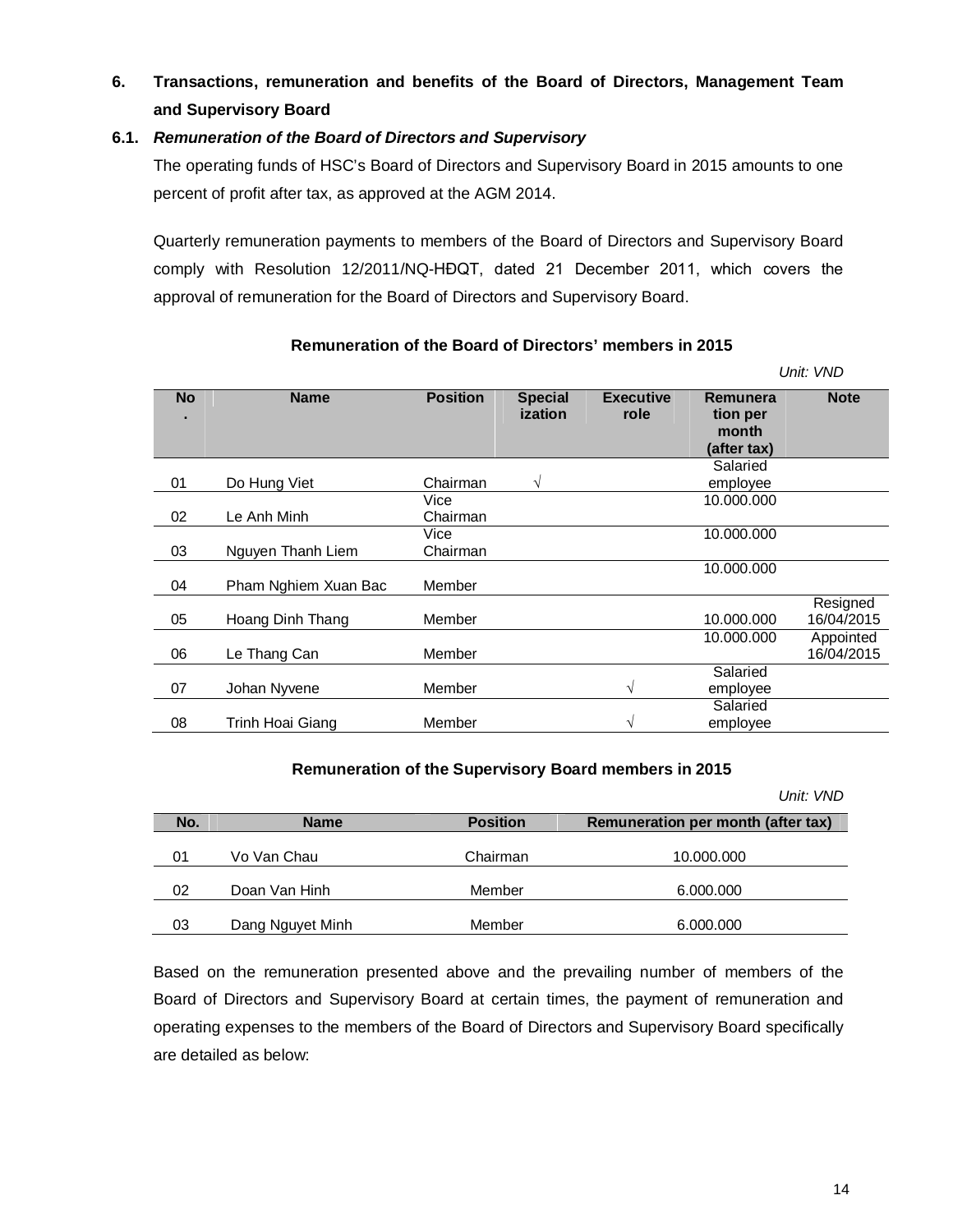## 6. Transactions, remuneration and benefits of the Board of Directors, Management Team and Supervisory Board

### 6.1. *Remuneration of the Board of Directors and Supervisory*

The operating funds of HSC's Board of Directors and Supervisory Board in 2015 amounts to one percent of profit after tax, as approved at the AGM 2014.

Quarterly remuneration payments to members of the Board of Directors and Supervisory Board comply with Resolution 12/2011/NQ-HĐQT, dated 21 December 2011, which covers the approval of remuneration for the Board of Directors and Supervisory Board.

**Remuneration of the Board of Directors' members in 2015**

*Unit: VND*

| No. | Name | Position | Specialization | Executive role | Remuneration per month (after tax) | Note |
|---|---|---|---|---|---|---|
| 01 | Do Hung Viet | Chairman | √ | | Salaried employee | |
| 02 | Le Anh Minh | Vice Chairman | | | 10.000.000 | |
| 03 | Nguyen Thanh Liem | Vice Chairman | | | 10.000.000 | |
| 04 | Pham Nghiem Xuan Bac | Member | | | 10.000.000 | |
| 05 | Hoang Dinh Thang | Member | | | 10.000.000 | Resigned 16/04/2015 |
| 06 | Le Thang Can | Member | | | 10.000.000 | Appointed 16/04/2015 |
| 07 | Johan Nyvene | Member | | √ | Salaried employee | |
| 08 | Trinh Hoai Giang | Member | | √ | Salaried employee | |

**Remuneration of the Supervisory Board members in 2015**

*Unit: VND*

| No. | Name | Position | Remuneration per month (after tax) |
|---|---|---|---|
| 01 | Vo Van Chau | Chairman | 10.000.000 |
| 02 | Doan Van Hinh | Member | 6.000.000 |
| 03 | Dang Nguyet Minh | Member | 6.000.000 |

Based on the remuneration presented above and the prevailing number of members of the Board of Directors and Supervisory Board at certain times, the payment of remuneration and operating expenses to the members of the Board of Directors and Supervisory Board specifically are detailed as below: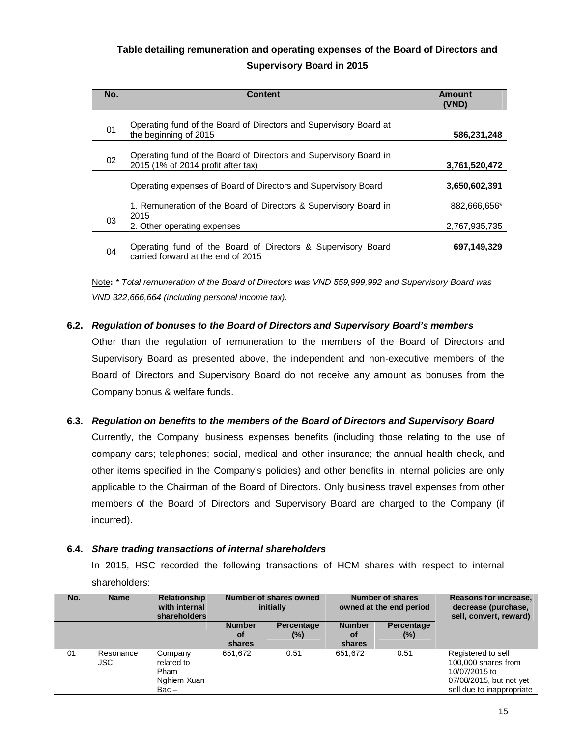**Table detailing remuneration and operating expenses of the Board of Directors and Supervisory Board in 2015**

| No. | Content | Amount (VND) |
|---|---|---|
| 01 | Operating fund of the Board of Directors and Supervisory Board at the beginning of 2015 | **586,231,248** |
| 02 | Operating fund of the Board of Directors and Supervisory Board in 2015 (1% of 2014 profit after tax) | **3,761,520,472** |
| 03 | Operating expenses of Board of Directors and Supervisory Board | **3,650,602,391** |
| | 1. Remuneration of the Board of Directors & Supervisory Board in 2015 | 882,666,656* |
| | 2. Other operating expenses | 2,767,935,735 |
| 04 | Operating fund of the Board of Directors & Supervisory Board carried forward at the end of 2015 | **697,149,329** |

Note**:** *\* Total remuneration of the Board of Directors was VND 559,999,992 and Supervisory Board was VND 322,666,664 (including personal income tax).*

**6.2. *Regulation of bonuses to the Board of Directors and Supervisory Board's members***

Other than the regulation of remuneration to the members of the Board of Directors and Supervisory Board as presented above, the independent and non-executive members of the Board of Directors and Supervisory Board do not receive any amount as bonuses from the Company bonus & welfare funds.

**6.3. *Regulation on benefits to the members of the Board of Directors and Supervisory Board***

Currently, the Company' business expenses benefits (including those relating to the use of company cars; telephones; social, medical and other insurance; the annual health check, and other items specified in the Company's policies) and other benefits in internal policies are only applicable to the Chairman of the Board of Directors. Only business travel expenses from other members of the Board of Directors and Supervisory Board are charged to the Company (if incurred).

**6.4. *Share trading transactions of internal shareholders***

In 2015, HSC recorded the following transactions of HCM shares with respect to internal shareholders:

| No. | Name | Relationship with internal shareholders | Number of shares owned initially | | Number of shares owned at the end period | | Reasons for increase, decrease (purchase, sell, convert, reward) |
|---|---|---|---|---|---|---|---|
| | | | Number of shares | Percentage (%) | Number of shares | Percentage (%) | |
| 01 | Resonance JSC | Company related to Pham Nghiem Xuan Bac – | 651,672 | 0.51 | 651,672 | 0.51 | Registered to sell 100,000 shares from 10/07/2015 to 07/08/2015, but not yet sell due to inappropriate |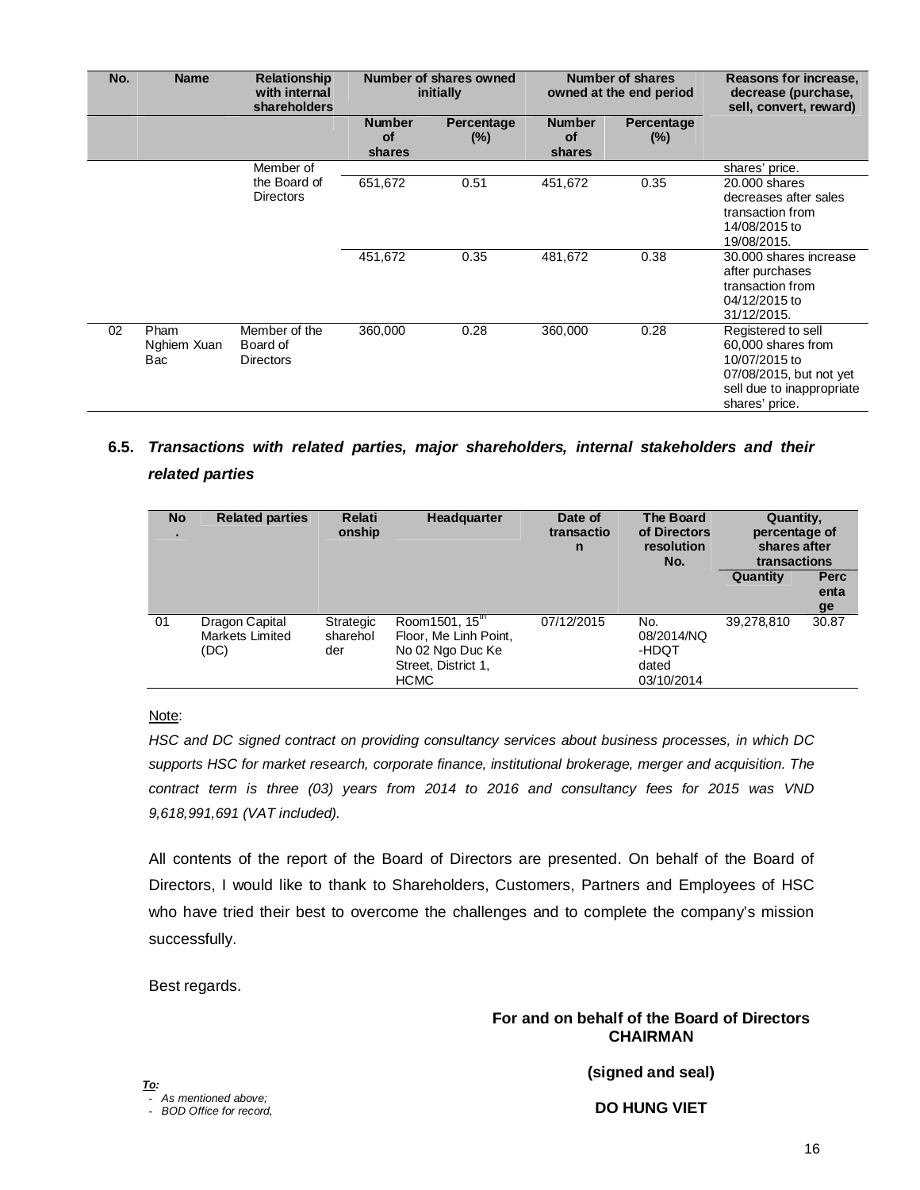| No. | Name | Relationship with internal shareholders | Number of shares owned initially | | Number of shares owned at the end period | | Reasons for increase, decrease (purchase, sell, convert, reward) |
|---|---|---|---|---|---|---|---|
| | | | Number of shares | Percentage (%) | Number of shares | Percentage (%) | |
| | | Member of the Board of Directors | | | | | shares' price. |
| | | | 651,672 | 0.51 | 451,672 | 0.35 | 20.000 shares decreases after sales transaction from 14/08/2015 to 19/08/2015. |
| | | | 451,672 | 0.35 | 481,672 | 0.38 | 30.000 shares increase after purchases transaction from 04/12/2015 to 31/12/2015. |
| 02 | Pham Nghiem Xuan Bac | Member of the Board of Directors | 360,000 | 0.28 | 360,000 | 0.28 | Registered to sell 60,000 shares from 10/07/2015 to 07/08/2015, but not yet sell due to inappropriate shares' price. |

## 6.5. *Transactions with related parties, major shareholders, internal stakeholders and their related parties*

| No. | Related parties | Relationship | Headquarter | Date of transaction | The Board of Directors resolution No. | Quantity, percentage of shares after transactions | |
|---|---|---|---|---|---|---|---|
| | | | | | | Quantity | Percentage |
| 01 | Dragon Capital Markets Limited (DC) | Strategic shareholder | Room1501, 15th Floor, Me Linh Point, No 02 Ngo Duc Ke Street, District 1, HCMC | 07/12/2015 | No. 08/2014/NQ-HDQT dated 03/10/2014 | 39,278,810 | 30.87 |

Note:

*HSC and DC signed contract on providing consultancy services about business processes, in which DC supports HSC for market research, corporate finance, institutional brokerage, merger and acquisition. The contract term is three (03) years from 2014 to 2016 and consultancy fees for 2015 was VND 9,618,991,691 (VAT included).*

All contents of the report of the Board of Directors are presented. On behalf of the Board of Directors, I would like to thank to Shareholders, Customers, Partners and Employees of HSC who have tried their best to overcome the challenges and to complete the company's mission successfully.

Best regards.

**For and on behalf of the Board of Directors**
**CHAIRMAN**

**(signed and seal)**

**DO HUNG VIET**

***To:***
- *As mentioned above;*
- *BOD Office for record,*